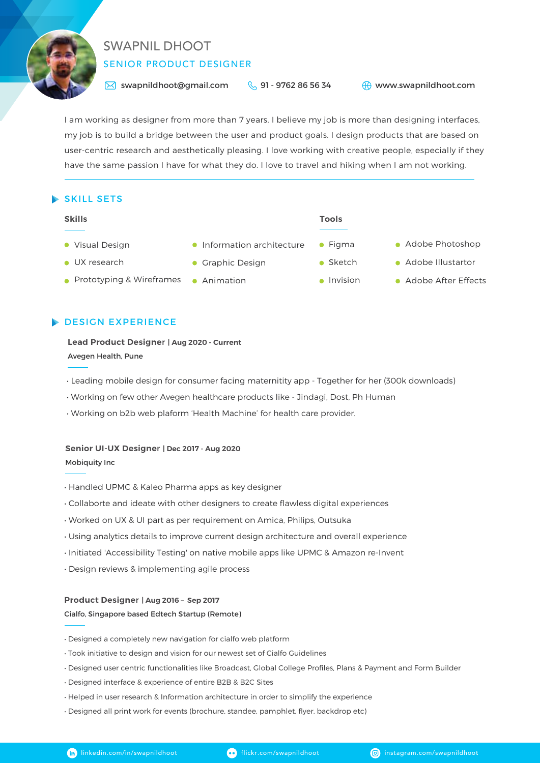# SWAPNIL DHOOT

## SENIOR PRODUCT DESIGNER

swapnildhoot@gmail.com | 91 - 9762 86 56 34 | www.swapnildhoot.com

I am working as designer from more than 7 years. I believe my job is more than designing interfaces, my job is to build a bridge between the user and product goals. I design products that are based on user-centric research and aesthetically pleasing. I love working with creative people, especially if they have the same passion I have for what they do. I love to travel and hiking when I am not working.

## SKILL SETS

### Skills

- Visual Design
- UX research
- Prototyping & Wireframes
- Information architecture
- Graphic Design
- Animation

### Tools

- Figma
- Sketch
- Invision
- Adobe Photoshop
- Adobe Illustartor
- Adobe After Effects

## DESIGN EXPERIENCE

**Lead Product Designer** | **Aug 2020 - Current**
**Avegen Health, Pune**

- Leading mobile design for consumer facing maternitity app - Together for her (300k downloads)
- Working on few other Avegen healthcare products like - Jindagi, Dost, Ph Human
- Working on b2b web plaform 'Health Machine' for health care provider.

**Senior UI-UX Designer** | **Dec 2017 - Aug 2020**
**Mobiquity Inc**

- Handled UPMC & Kaleo Pharma apps as key designer
- Collaborte and ideate with other designers to create flawless digital experiences
- Worked on UX & UI part as per requirement on Amica, Philips, Outsuka
- Using analytics details to improve current design architecture and overall experience
- Initiated 'Accessibility Testing' on native mobile apps like UPMC & Amazon re-Invent
- Design reviews & implementing agile process

**Product Designer** | **Aug 2016 – Sep 2017**
**Cialfo, Singapore based Edtech Startup (Remote)**

- Designed a completely new navigation for cialfo web platform
- Took initiative to design and vision for our newest set of Cialfo Guidelines
- Designed user centric functionalities like Broadcast, Global College Profiles, Plans & Payment and Form Builder
- Designed interface & experience of entire B2B & B2C Sites
- Helped in user research & Information architecture in order to simplify the experience
- Designed all print work for events (brochure, standee, pamphlet, flyer, backdrop etc)

linkedin.com/in/swapnildhoot | flickr.com/swapnildhoot | instagram.com/swapnildhoot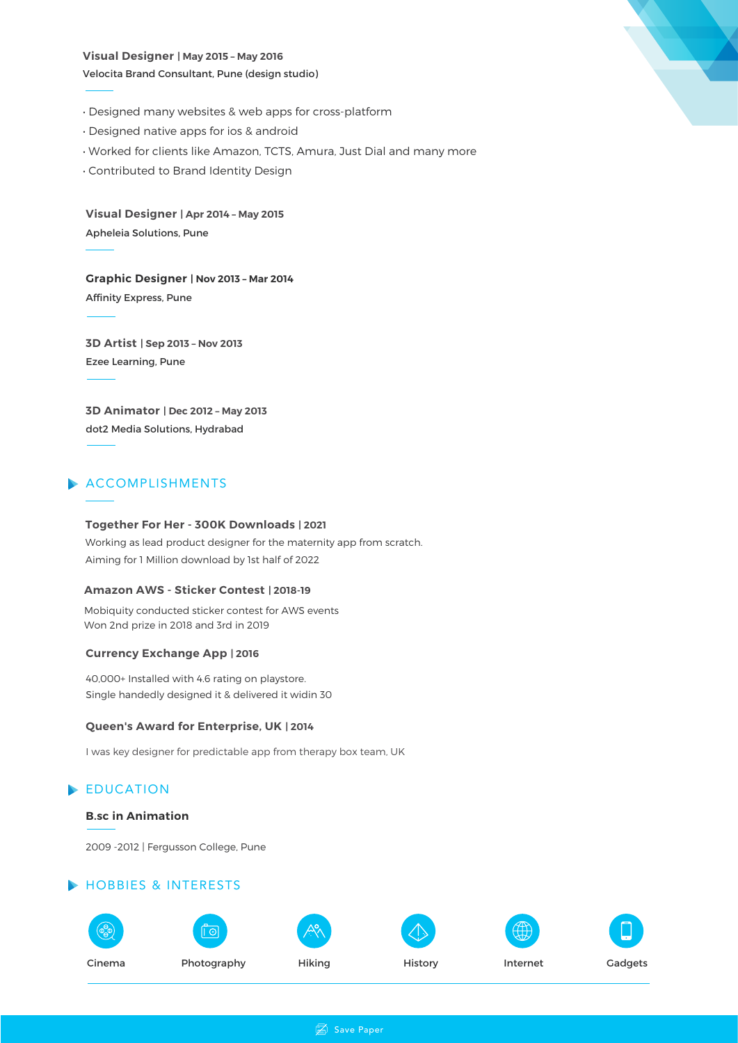**Visual Designer** | May 2015 – May 2016
Velocita Brand Consultant, Pune (design studio)

- Designed many websites & web apps for cross-platform
- Designed native apps for ios & android
- Worked for clients like Amazon, TCTS, Amura, Just Dial and many more
- Contributed to Brand Identity Design

**Visual Designer** | Apr 2014 – May 2015
Apheleia Solutions, Pune

**Graphic Designer** | Nov 2013 – Mar 2014
Affinity Express, Pune

**3D Artist** | Sep 2013 – Nov 2013
Ezee Learning, Pune

**3D Animator** | Dec 2012 – May 2013
dot2 Media Solutions, Hydrabad

## ACCOMPLISHMENTS

**Together For Her - 300K Downloads** | 2021
Working as lead product designer for the maternity app from scratch.
Aiming for 1 Million download by 1st half of 2022

**Amazon AWS - Sticker Contest** | 2018-19
Mobiquity conducted sticker contest for AWS events
Won 2nd prize in 2018 and 3rd in 2019

**Currency Exchange App** | 2016
40,000+ Installed with 4.6 rating on playstore.
Single handedly designed it & delivered it widin 30

**Queen's Award for Enterprise, UK** | 2014
I was key designer for predictable app from therapy box team, UK

## EDUCATION

**B.sc in Animation**
2009 -2012 | Fergusson College, Pune

## HOBBIES & INTERESTS

Cinema
Photography
Hiking
History
Internet
Gadgets